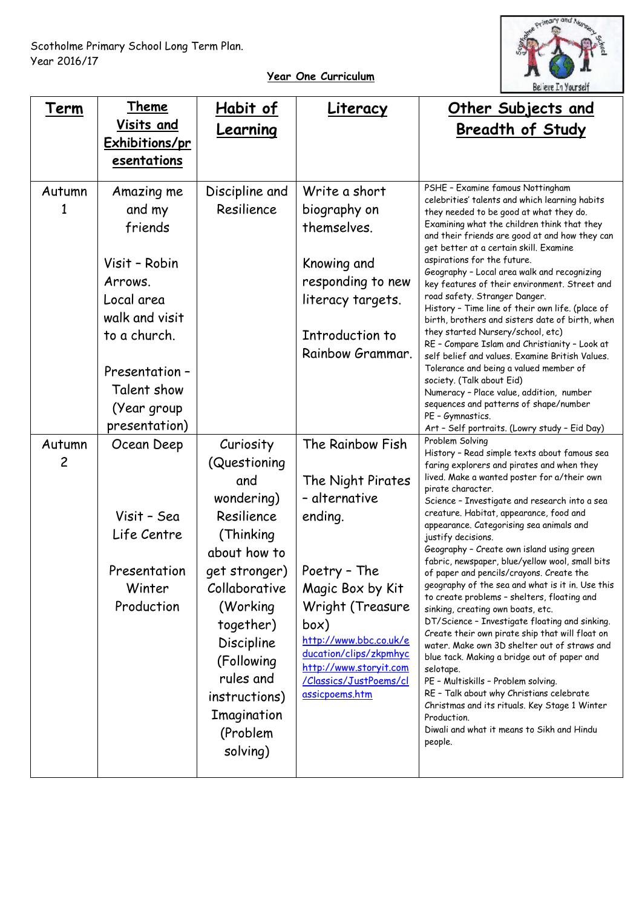Scotholme Primary School Long Term Plan.
Year 2016/17

**Year One Curriculum**

| **Term** | **Theme Visits and Exhibitions/presentations** | **Habit of Learning** | **Literacy** | **Other Subjects and Breadth of Study** |
|---|---|---|---|---|
| Autumn 1 | Amazing me and my friends<br><br>Visit – Robin Arrows.<br>Local area walk and visit to a church.<br><br>Presentation – Talent show (Year group presentation) | Discipline and Resilience | Write a short biography on themselves.<br><br>Knowing and responding to new literacy targets.<br><br>Introduction to Rainbow Grammar. | PSHE – Examine famous Nottingham celebrities' talents and which learning habits they needed to be good at what they do. Examining what the children think that they and their friends are good at and how they can get better at a certain skill. Examine aspirations for the future.<br>Geography – Local area walk and recognizing key features of their environment. Street and road safety. Stranger Danger.<br>History – Time line of their own life. (place of birth, brothers and sisters date of birth, when they started Nursery/school, etc)<br>RE – Compare Islam and Christianity – Look at self belief and values. Examine British Values. Tolerance and being a valued member of society. (Talk about Eid)<br>Numeracy – Place value, addition, number sequences and patterns of shape/number<br>PE – Gymnastics.<br>Art – Self portraits. (Lowry study – Eid Day) |
| Autumn 2 | Ocean Deep<br><br>Visit – Sea Life Centre<br><br>Presentation Winter Production | Curiosity (Questioning and wondering)<br>Resilience (Thinking about how to get stronger)<br>Collaborative (Working together)<br>Discipline (Following rules and instructions)<br>Imagination (Problem solving) | The Rainbow Fish<br><br>The Night Pirates – alternative ending.<br><br>Poetry – The Magic Box by Kit Wright (Treasure box)<br>http://www.bbc.co.uk/education/clips/zkpmhyc<br>http://www.storyit.com/Classics/JustPoems/classicpoems.htm | Problem Solving<br>History – Read simple texts about famous sea faring explorers and pirates and when they lived. Make a wanted poster for a/their own pirate character.<br>Science – Investigate and research into a sea creature. Habitat, appearance, food and appearance. Categorising sea animals and justify decisions.<br>Geography – Create own island using green fabric, newspaper, blue/yellow wool, small bits of paper and pencils/crayons. Create the geography of the sea and what is it in. Use this to create problems – shelters, floating and sinking, creating own boats, etc.<br>DT/Science – Investigate floating and sinking. Create their own pirate ship that will float on water. Make own 3D shelter out of straws and blue tack. Making a bridge out of paper and selotape.<br>PE – Multiskills – Problem solving.<br>RE – Talk about why Christians celebrate Christmas and its rituals. Key Stage 1 Winter Production.<br>Diwali and what it means to Sikh and Hindu people. |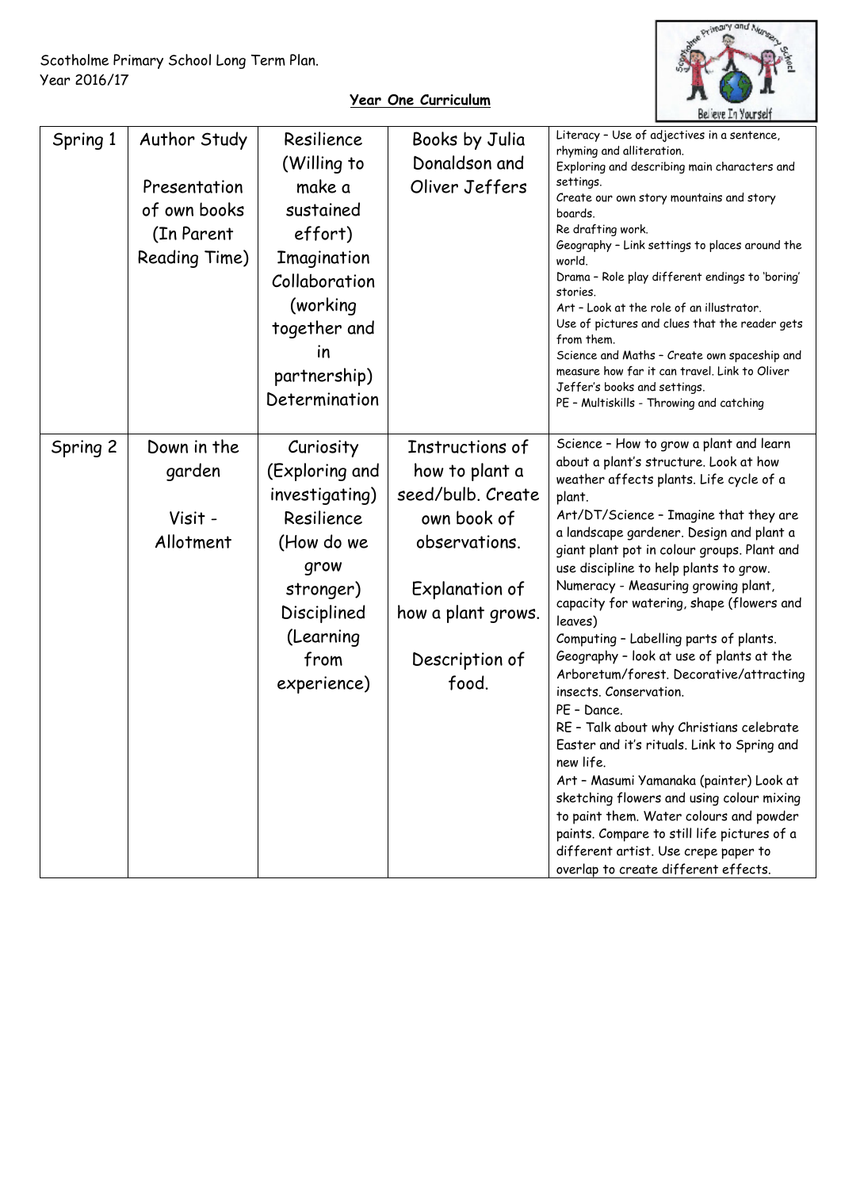Scotholme Primary School Long Term Plan.
Year 2016/17

**Year One Curriculum**

| | | | | |
|---|---|---|---|---|
| Spring 1 | Author Study<br><br>Presentation of own books (In Parent Reading Time) | Resilience (Willing to make a sustained effort)<br>Imagination<br>Collaboration (working together and in partnership)<br>Determination | Books by Julia Donaldson and Oliver Jeffers | Literacy – Use of adjectives in a sentence, rhyming and alliteration.<br>Exploring and describing main characters and settings.<br>Create our own story mountains and story boards.<br>Re drafting work.<br>Geography – Link settings to places around the world.<br>Drama – Role play different endings to 'boring' stories.<br>Art – Look at the role of an illustrator.<br>Use of pictures and clues that the reader gets from them.<br>Science and Maths – Create own spaceship and measure how far it can travel. Link to Oliver Jeffer's books and settings.<br>PE – Multiskills - Throwing and catching |
| Spring 2 | Down in the garden<br><br>Visit - Allotment | Curiosity (Exploring and investigating)<br>Resilience (How do we grow stronger)<br>Disciplined (Learning from experience) | Instructions of how to plant a seed/bulb. Create own book of observations.<br><br>Explanation of how a plant grows.<br><br>Description of food. | Science – How to grow a plant and learn about a plant's structure. Look at how weather affects plants. Life cycle of a plant.<br>Art/DT/Science – Imagine that they are a landscape gardener. Design and plant a giant plant pot in colour groups. Plant and use discipline to help plants to grow.<br>Numeracy - Measuring growing plant, capacity for watering, shape (flowers and leaves)<br>Computing – Labelling parts of plants.<br>Geography – look at use of plants at the Arboretum/forest. Decorative/attracting insects. Conservation.<br>PE – Dance.<br>RE – Talk about why Christians celebrate Easter and it's rituals. Link to Spring and new life.<br>Art – Masumi Yamanaka (painter) Look at sketching flowers and using colour mixing to paint them. Water colours and powder paints. Compare to still life pictures of a different artist. Use crepe paper to overlap to create different effects. |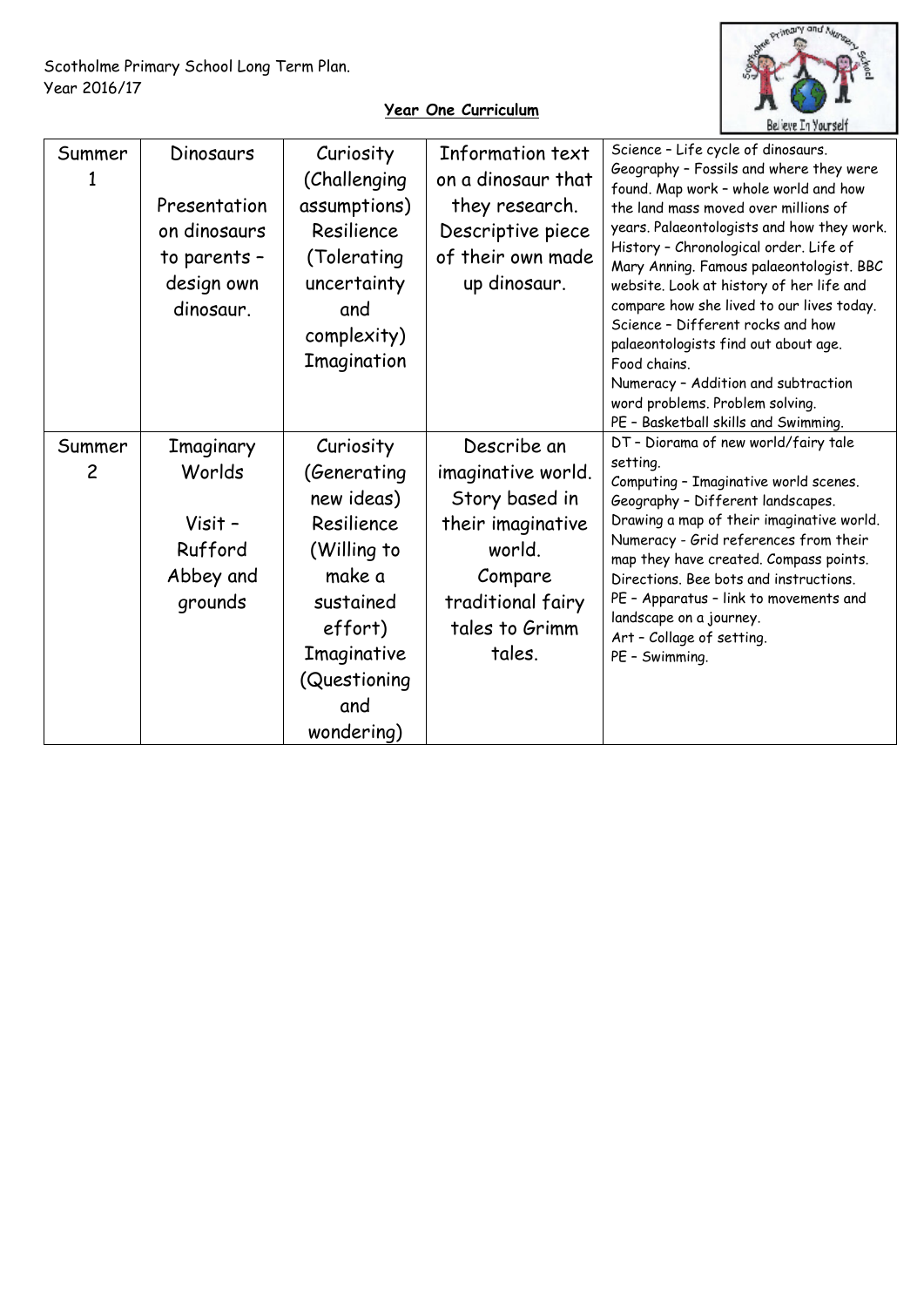Scotholme Primary School Long Term Plan.
Year 2016/17

**Year One Curriculum**

| | | | | |
|---|---|---|---|---|
| Summer 1 | Dinosaurs<br><br>Presentation on dinosaurs to parents – design own dinosaur. | Curiosity (Challenging assumptions)<br>Resilience (Tolerating uncertainty and complexity)<br>Imagination | Information text on a dinosaur that they research. Descriptive piece of their own made up dinosaur. | Science – Life cycle of dinosaurs.<br>Geography – Fossils and where they were found. Map work – whole world and how the land mass moved over millions of years. Palaeontologists and how they work.<br>History – Chronological order. Life of Mary Anning. Famous palaeontologist. BBC website. Look at history of her life and compare how she lived to our lives today.<br>Science – Different rocks and how palaeontologists find out about age.<br>Food chains.<br>Numeracy – Addition and subtraction word problems. Problem solving.<br>PE – Basketball skills and Swimming. |
| Summer 2 | Imaginary Worlds<br><br>Visit – Rufford Abbey and grounds | Curiosity (Generating new ideas)<br>Resilience (Willing to make a sustained effort)<br>Imaginative (Questioning and wondering) | Describe an imaginative world. Story based in their imaginative world. Compare traditional fairy tales to Grimm tales. | DT – Diorama of new world/fairy tale setting.<br>Computing – Imaginative world scenes.<br>Geography – Different landscapes. Drawing a map of their imaginative world.<br>Numeracy - Grid references from their map they have created. Compass points. Directions. Bee bots and instructions.<br>PE – Apparatus – link to movements and landscape on a journey.<br>Art – Collage of setting.<br>PE – Swimming. |